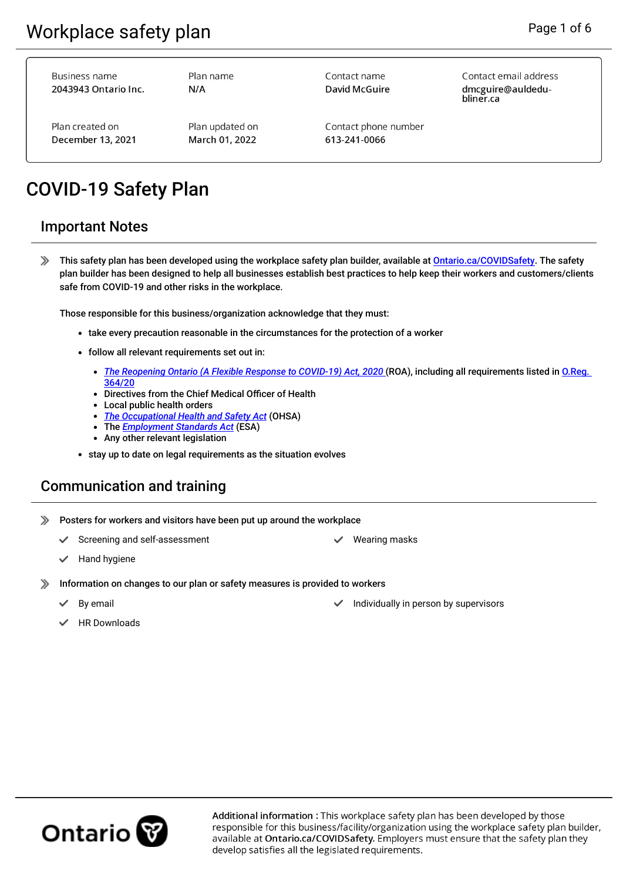# Workplace safety plan

| Business name | Plan name | Contact name | Contact email address |
| --- | --- | --- | --- |
| 2043943 Ontario Inc. | N/A | David McGuire | dmcguire@auldedu-bliner.ca |
| **Plan created on** | **Plan updated on** | **Contact phone number** | |
| December 13, 2021 | March 01, 2022 | 613-241-0066 | |

# COVID-19 Safety Plan

## Important Notes

**This safety plan has been developed using the workplace safety plan builder, available at Ontario.ca/COVIDSafety. The safety plan builder has been designed to help all businesses establish best practices to help keep their workers and customers/clients safe from COVID-19 and other risks in the workplace.**

**Those responsible for this business/organization acknowledge that they must:**

- **take every precaution reasonable in the circumstances for the protection of a worker**
- **follow all relevant requirements set out in:**
  - ***The Reopening Ontario (A Flexible Response to COVID-19) Act, 2020*** **(ROA), including all requirements listed in O.Reg. 364/20**
  - **Directives from the Chief Medical Officer of Health**
  - **Local public health orders**
  - ***The Occupational Health and Safety Act*** **(OHSA)**
  - **The *Employment Standards Act* (ESA)**
  - **Any other relevant legislation**
- **stay up to date on legal requirements as the situation evolves**

## Communication and training

**Posters for workers and visitors have been put up around the workplace**

- ✓ Screening and self-assessment
- ✓ Wearing masks
- ✓ Hand hygiene

**Information on changes to our plan or safety measures is provided to workers**

- ✓ By email
- ✓ Individually in person by supervisors
- ✓ HR Downloads

Ontario

**Additional information :** This workplace safety plan has been developed by those responsible for this business/facility/organization using the workplace safety plan builder, available at **Ontario.ca/COVIDSafety**. Employers must ensure that the safety plan they develop satisfies all the legislated requirements.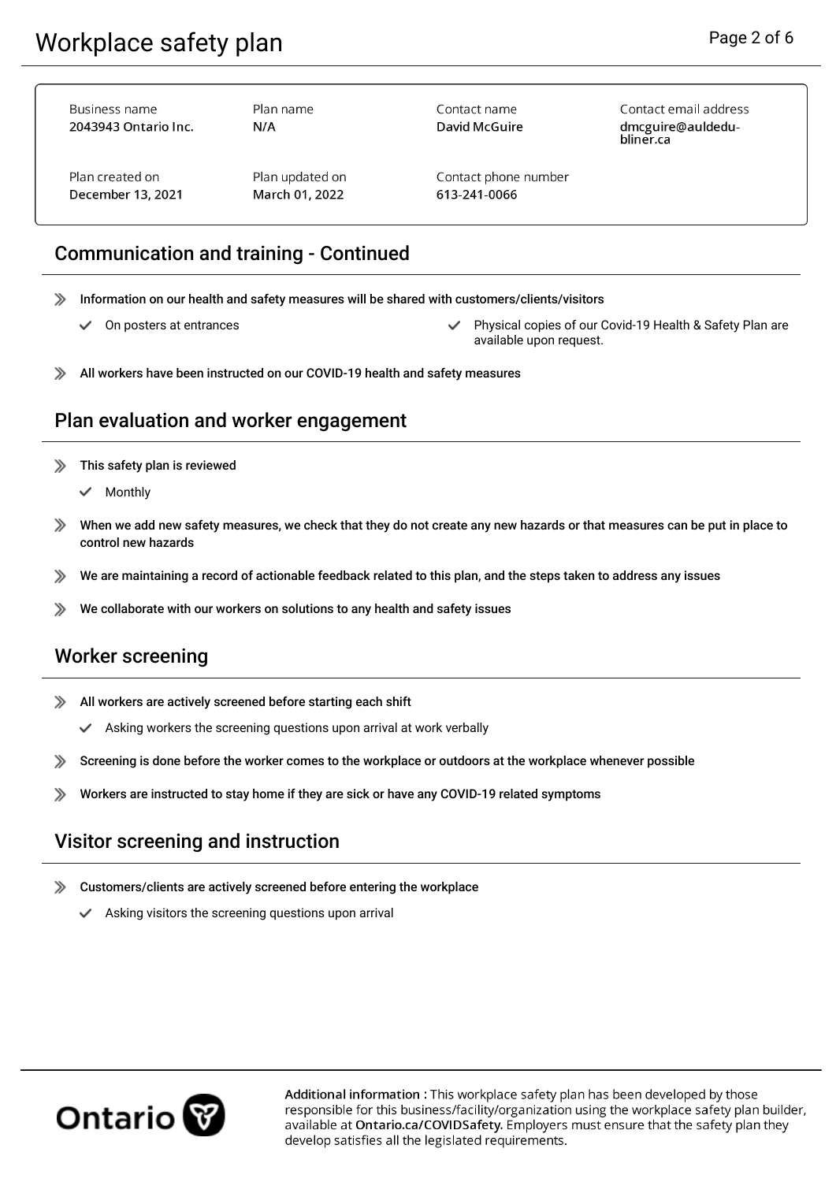| Business name | Plan name | Contact name | Contact email address |
| --- | --- | --- | --- |
| 2043943 Ontario Inc. | N/A | David McGuire | dmcguire@auldedu-bliner.ca |
| **Plan created on** | **Plan updated on** | **Contact phone number** | |
| December 13, 2021 | March 01, 2022 | 613-241-0066 | |

## Communication and training - Continued

- **Information on our health and safety measures will be shared with customers/clients/visitors**
  - ✓ On posters at entrances
  - ✓ Physical copies of our Covid-19 Health & Safety Plan are available upon request.
- **All workers have been instructed on our COVID-19 health and safety measures**

## Plan evaluation and worker engagement

- **This safety plan is reviewed**
  - ✓ Monthly
- **When we add new safety measures, we check that they do not create any new hazards or that measures can be put in place to control new hazards**
- **We are maintaining a record of actionable feedback related to this plan, and the steps taken to address any issues**
- **We collaborate with our workers on solutions to any health and safety issues**

## Worker screening

- **All workers are actively screened before starting each shift**
  - ✓ Asking workers the screening questions upon arrival at work verbally
- **Screening is done before the worker comes to the workplace or outdoors at the workplace whenever possible**
- **Workers are instructed to stay home if they are sick or have any COVID-19 related symptoms**

## Visitor screening and instruction

- **Customers/clients are actively screened before entering the workplace**
  - ✓ Asking visitors the screening questions upon arrival

**Additional information :** This workplace safety plan has been developed by those responsible for this business/facility/organization using the workplace safety plan builder, available at **Ontario.ca/COVIDSafety**. Employers must ensure that the safety plan they develop satisfies all the legislated requirements.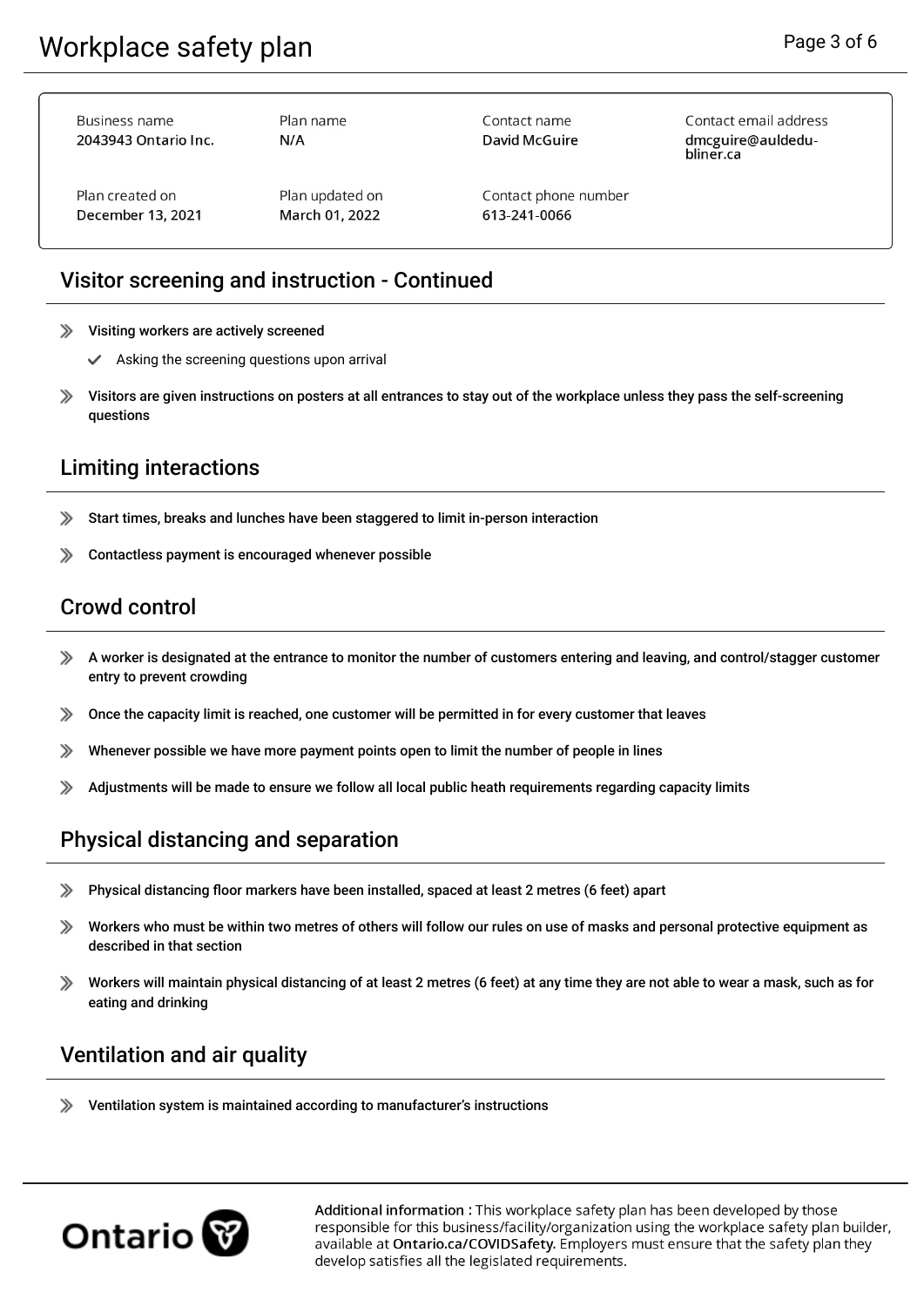# Workplace safety plan

| Business name | Plan name | Contact name | Contact email address |
|---|---|---|---|
| 2043943 Ontario Inc. | N/A | David McGuire | dmcguire@auldedu-bliner.ca |
| **Plan created on** | **Plan updated on** | **Contact phone number** | |
| December 13, 2021 | March 01, 2022 | 613-241-0066 | |

## Visitor screening and instruction - Continued

- Visiting workers are actively screened
  - ✓ Asking the screening questions upon arrival
- Visitors are given instructions on posters at all entrances to stay out of the workplace unless they pass the self-screening questions

## Limiting interactions

- Start times, breaks and lunches have been staggered to limit in-person interaction
- Contactless payment is encouraged whenever possible

## Crowd control

- A worker is designated at the entrance to monitor the number of customers entering and leaving, and control/stagger customer entry to prevent crowding
- Once the capacity limit is reached, one customer will be permitted in for every customer that leaves
- Whenever possible we have more payment points open to limit the number of people in lines
- Adjustments will be made to ensure we follow all local public heath requirements regarding capacity limits

## Physical distancing and separation

- Physical distancing floor markers have been installed, spaced at least 2 metres (6 feet) apart
- Workers who must be within two metres of others will follow our rules on use of masks and personal protective equipment as described in that section
- Workers will maintain physical distancing of at least 2 metres (6 feet) at any time they are not able to wear a mask, such as for eating and drinking

## Ventilation and air quality

- Ventilation system is maintained according to manufacturer's instructions

**Additional information :** This workplace safety plan has been developed by those responsible for this business/facility/organization using the workplace safety plan builder, available at **Ontario.ca/COVIDSafety**. Employers must ensure that the safety plan they develop satisfies all the legislated requirements.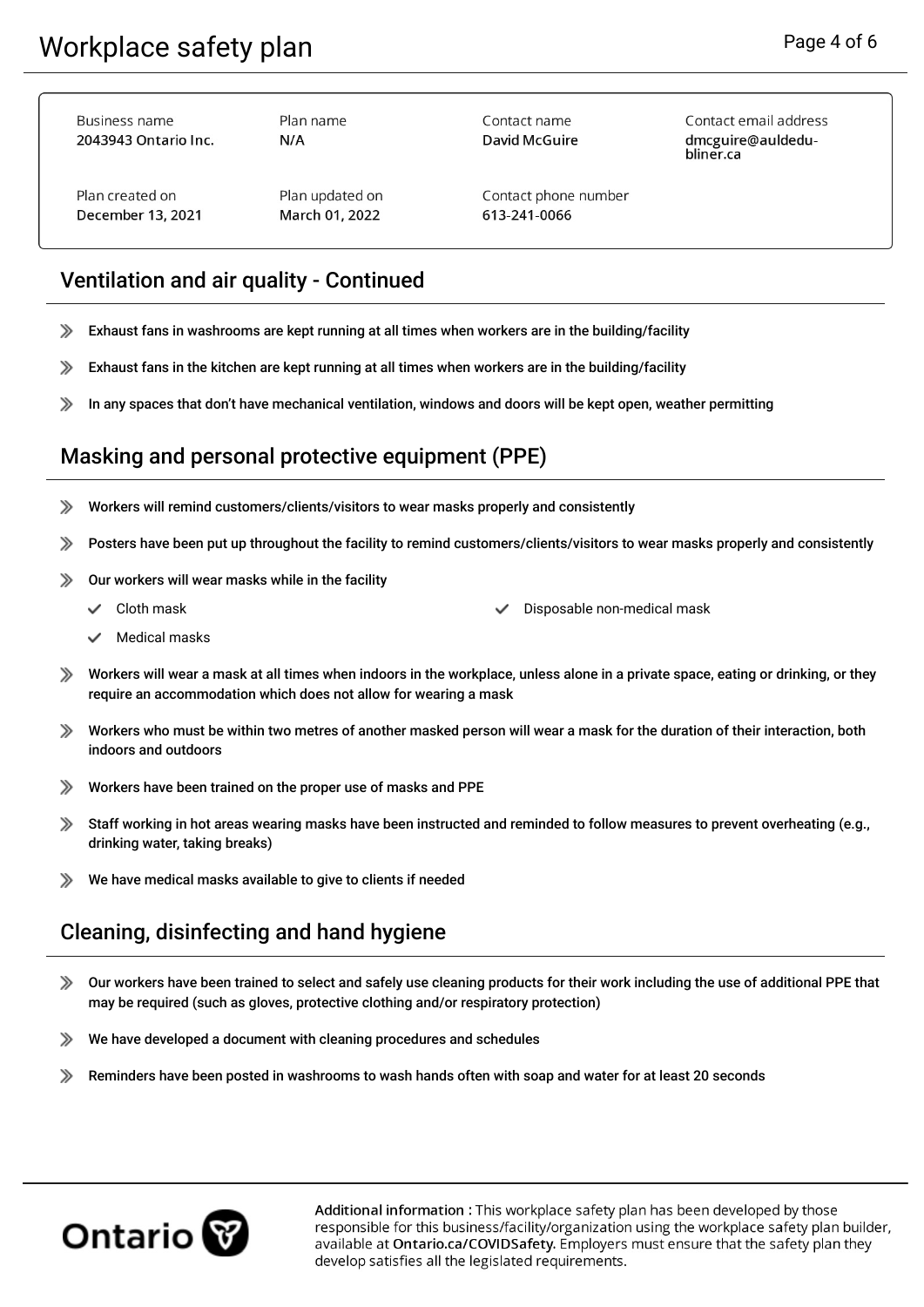| Business name | Plan name | Contact name | Contact email address |
| --- | --- | --- | --- |
| 2043943 Ontario Inc. | N/A | David McGuire | dmcguire@auldedu-bliner.ca |
| **Plan created on** | **Plan updated on** | **Contact phone number** | |
| December 13, 2021 | March 01, 2022 | 613-241-0066 | |

## Ventilation and air quality - Continued

- Exhaust fans in washrooms are kept running at all times when workers are in the building/facility
- Exhaust fans in the kitchen are kept running at all times when workers are in the building/facility
- In any spaces that don't have mechanical ventilation, windows and doors will be kept open, weather permitting

## Masking and personal protective equipment (PPE)

- Workers will remind customers/clients/visitors to wear masks properly and consistently
- Posters have been put up throughout the facility to remind customers/clients/visitors to wear masks properly and consistently
- Our workers will wear masks while in the facility
  - ✓ Cloth mask
  - ✓ Disposable non-medical mask
  - ✓ Medical masks
- Workers will wear a mask at all times when indoors in the workplace, unless alone in a private space, eating or drinking, or they require an accommodation which does not allow for wearing a mask
- Workers who must be within two metres of another masked person will wear a mask for the duration of their interaction, both indoors and outdoors
- Workers have been trained on the proper use of masks and PPE
- Staff working in hot areas wearing masks have been instructed and reminded to follow measures to prevent overheating (e.g., drinking water, taking breaks)
- We have medical masks available to give to clients if needed

## Cleaning, disinfecting and hand hygiene

- Our workers have been trained to select and safely use cleaning products for their work including the use of additional PPE that may be required (such as gloves, protective clothing and/or respiratory protection)
- We have developed a document with cleaning procedures and schedules
- Reminders have been posted in washrooms to wash hands often with soap and water for at least 20 seconds

Ontario

**Additional information :** This workplace safety plan has been developed by those responsible for this business/facility/organization using the workplace safety plan builder, available at **Ontario.ca/COVIDSafety**. Employers must ensure that the safety plan they develop satisfies all the legislated requirements.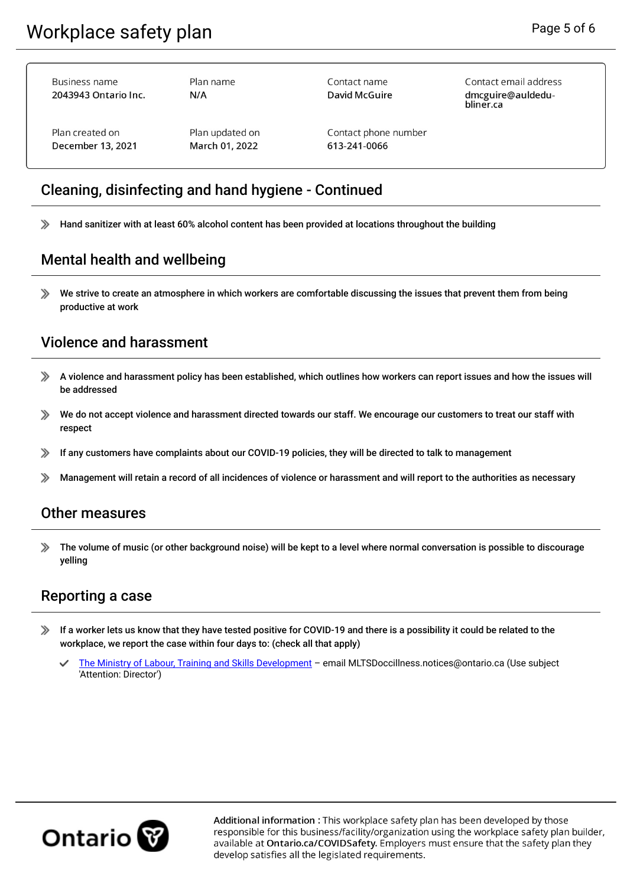# Workplace safety plan

| Business name | Plan name | Contact name | Contact email address |
| --- | --- | --- | --- |
| 2043943 Ontario Inc. | N/A | David McGuire | dmcguire@auldedu-bliner.ca |
| **Plan created on** | **Plan updated on** | **Contact phone number** | |
| December 13, 2021 | March 01, 2022 | 613-241-0066 | |

## Cleaning, disinfecting and hand hygiene - Continued

- Hand sanitizer with at least 60% alcohol content has been provided at locations throughout the building

## Mental health and wellbeing

- We strive to create an atmosphere in which workers are comfortable discussing the issues that prevent them from being productive at work

## Violence and harassment

- A violence and harassment policy has been established, which outlines how workers can report issues and how the issues will be addressed
- We do not accept violence and harassment directed towards our staff. We encourage our customers to treat our staff with respect
- If any customers have complaints about our COVID-19 policies, they will be directed to talk to management
- Management will retain a record of all incidences of violence or harassment and will report to the authorities as necessary

## Other measures

- The volume of music (or other background noise) will be kept to a level where normal conversation is possible to discourage yelling

## Reporting a case

- If a worker lets us know that they have tested positive for COVID-19 and there is a possibility it could be related to the workplace, we report the case within four days to: (check all that apply)
  - ✓ The Ministry of Labour, Training and Skills Development – email MLTSDoccillness.notices@ontario.ca (Use subject 'Attention: Director')

Ontario

**Additional information :** This workplace safety plan has been developed by those responsible for this business/facility/organization using the workplace safety plan builder, available at **Ontario.ca/COVIDSafety**. Employers must ensure that the safety plan they develop satisfies all the legislated requirements.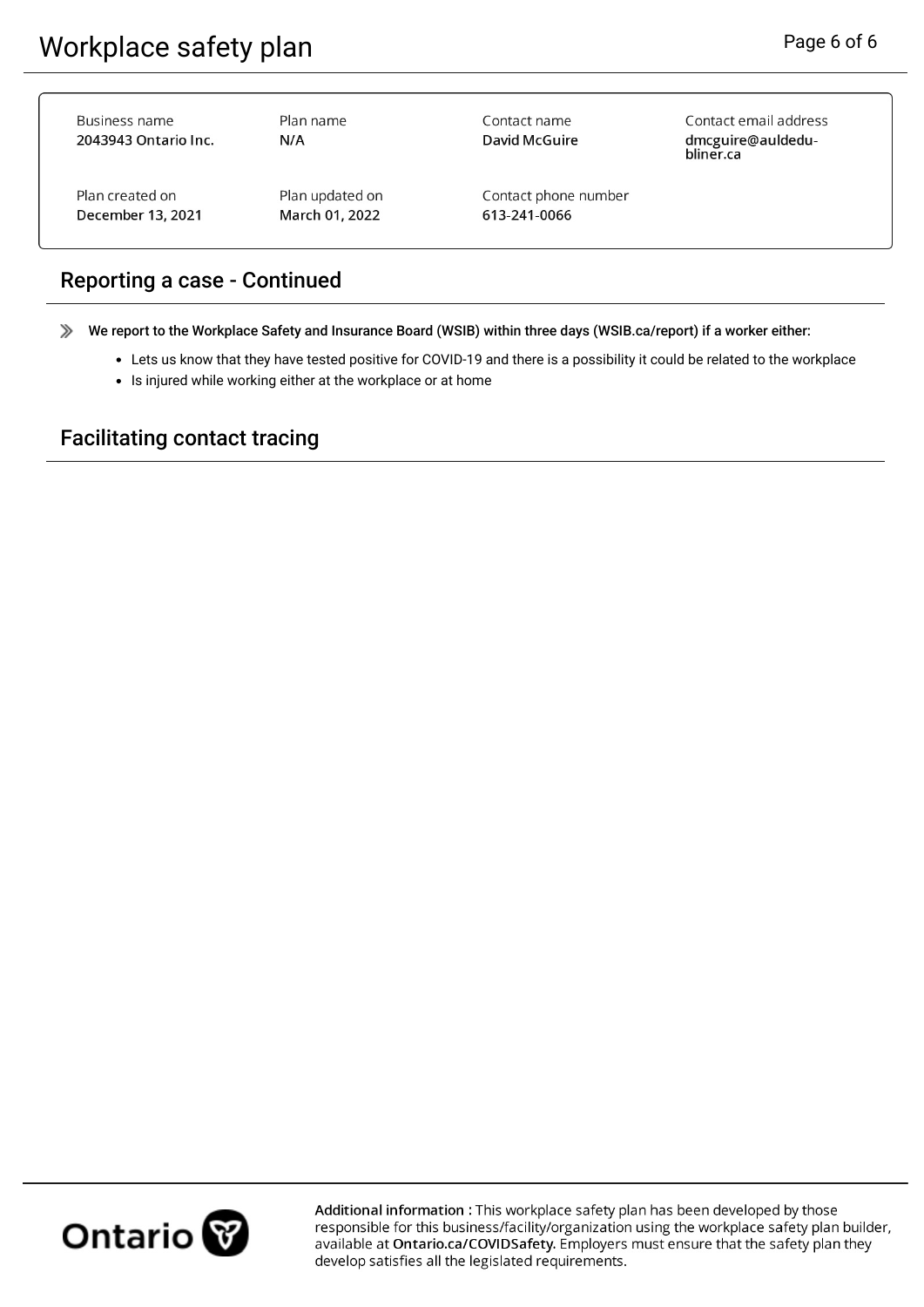# Workplace safety plan

| | | | |
|---|---|---|---|
| Business name<br>2043943 Ontario Inc. | Plan name<br>N/A | Contact name<br>David McGuire | Contact email address<br>dmcguire@auldedu-bliner.ca |
| Plan created on<br>December 13, 2021 | Plan updated on<br>March 01, 2022 | Contact phone number<br>613-241-0066 | |

## Reporting a case - Continued

**We report to the Workplace Safety and Insurance Board (WSIB) within three days (WSIB.ca/report) if a worker either:**

- Lets us know that they have tested positive for COVID-19 and there is a possibility it could be related to the workplace
- Is injured while working either at the workplace or at home

## Facilitating contact tracing

Ontario

**Additional information :** This workplace safety plan has been developed by those responsible for this business/facility/organization using the workplace safety plan builder, available at **Ontario.ca/COVIDSafety.** Employers must ensure that the safety plan they develop satisfies all the legislated requirements.